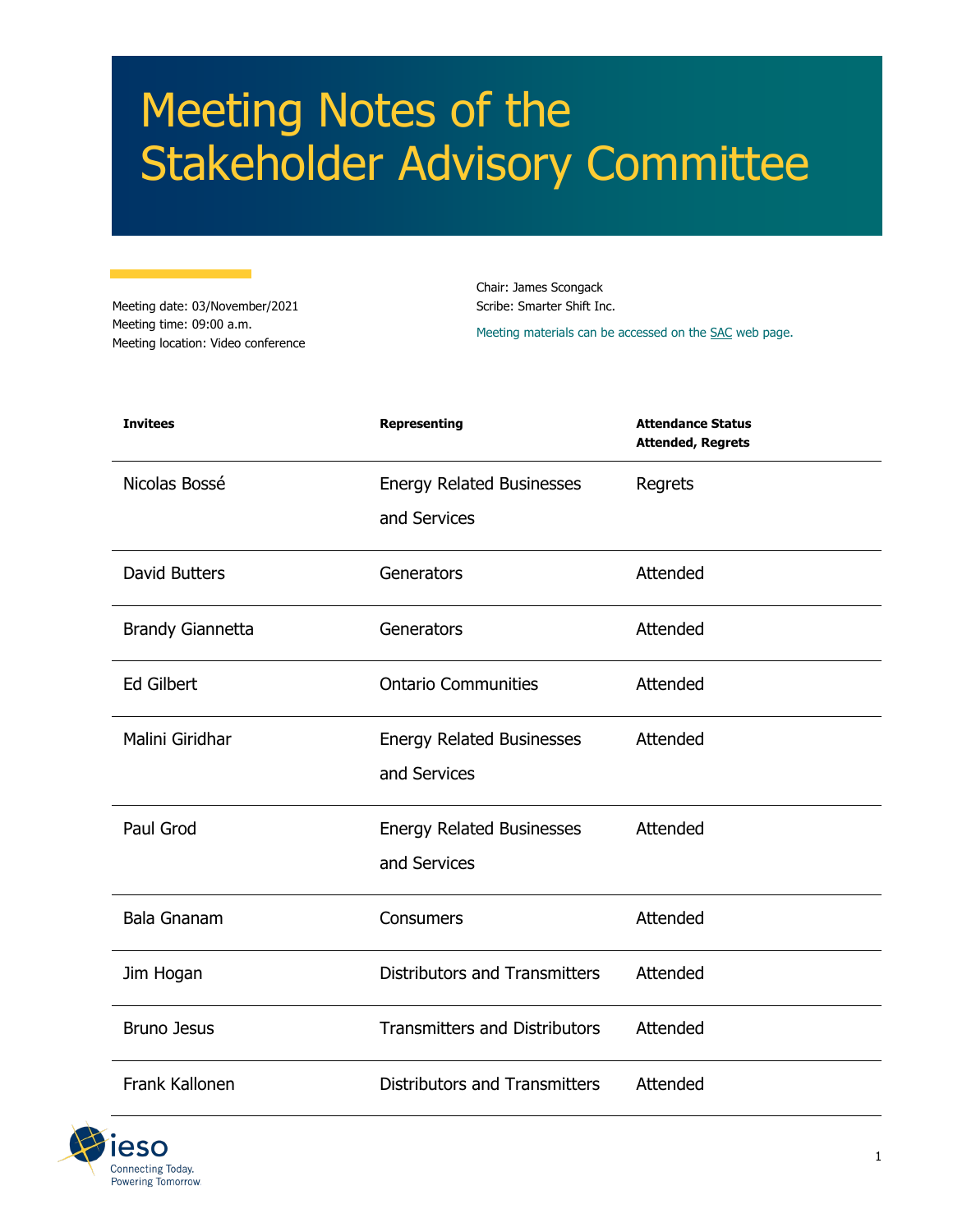# Meeting Notes of the Stakeholder Advisory Committee

Meeting date: 03/November/2021
Meeting time: 09:00 a.m.
Meeting location: Video conference

Chair: James Scongack
Scribe: Smarter Shift Inc.

Meeting materials can be accessed on the SAC web page.

| Invitees | Representing | Attendance Status Attended, Regrets |
|---|---|---|
| Nicolas Bossé | Energy Related Businesses and Services | Regrets |
| David Butters | Generators | Attended |
| Brandy Giannetta | Generators | Attended |
| Ed Gilbert | Ontario Communities | Attended |
| Malini Giridhar | Energy Related Businesses and Services | Attended |
| Paul Grod | Energy Related Businesses and Services | Attended |
| Bala Gnanam | Consumers | Attended |
| Jim Hogan | Distributors and Transmitters | Attended |
| Bruno Jesus | Transmitters and Distributors | Attended |
| Frank Kallonen | Distributors and Transmitters | Attended |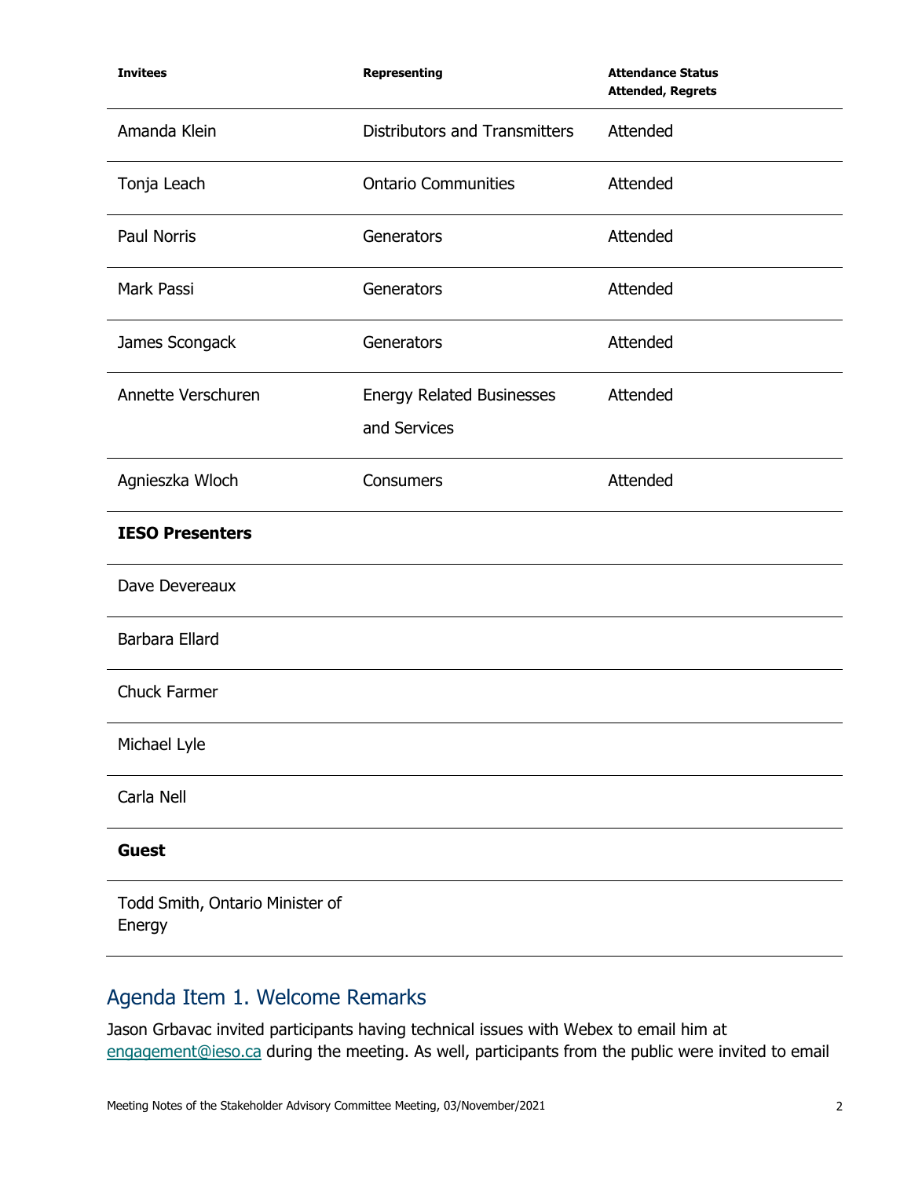| Invitees | Representing | Attendance Status Attended, Regrets |
|---|---|---|
| Amanda Klein | Distributors and Transmitters | Attended |
| Tonja Leach | Ontario Communities | Attended |
| Paul Norris | Generators | Attended |
| Mark Passi | Generators | Attended |
| James Scongack | Generators | Attended |
| Annette Verschuren | Energy Related Businesses and Services | Attended |
| Agnieszka Wloch | Consumers | Attended |
| **IESO Presenters** | | |
| Dave Devereaux | | |
| Barbara Ellard | | |
| Chuck Farmer | | |
| Michael Lyle | | |
| Carla Nell | | |
| **Guest** | | |
| Todd Smith, Ontario Minister of Energy | | |

## Agenda Item 1. Welcome Remarks

Jason Grbavac invited participants having technical issues with Webex to email him at engagement@ieso.ca during the meeting. As well, participants from the public were invited to email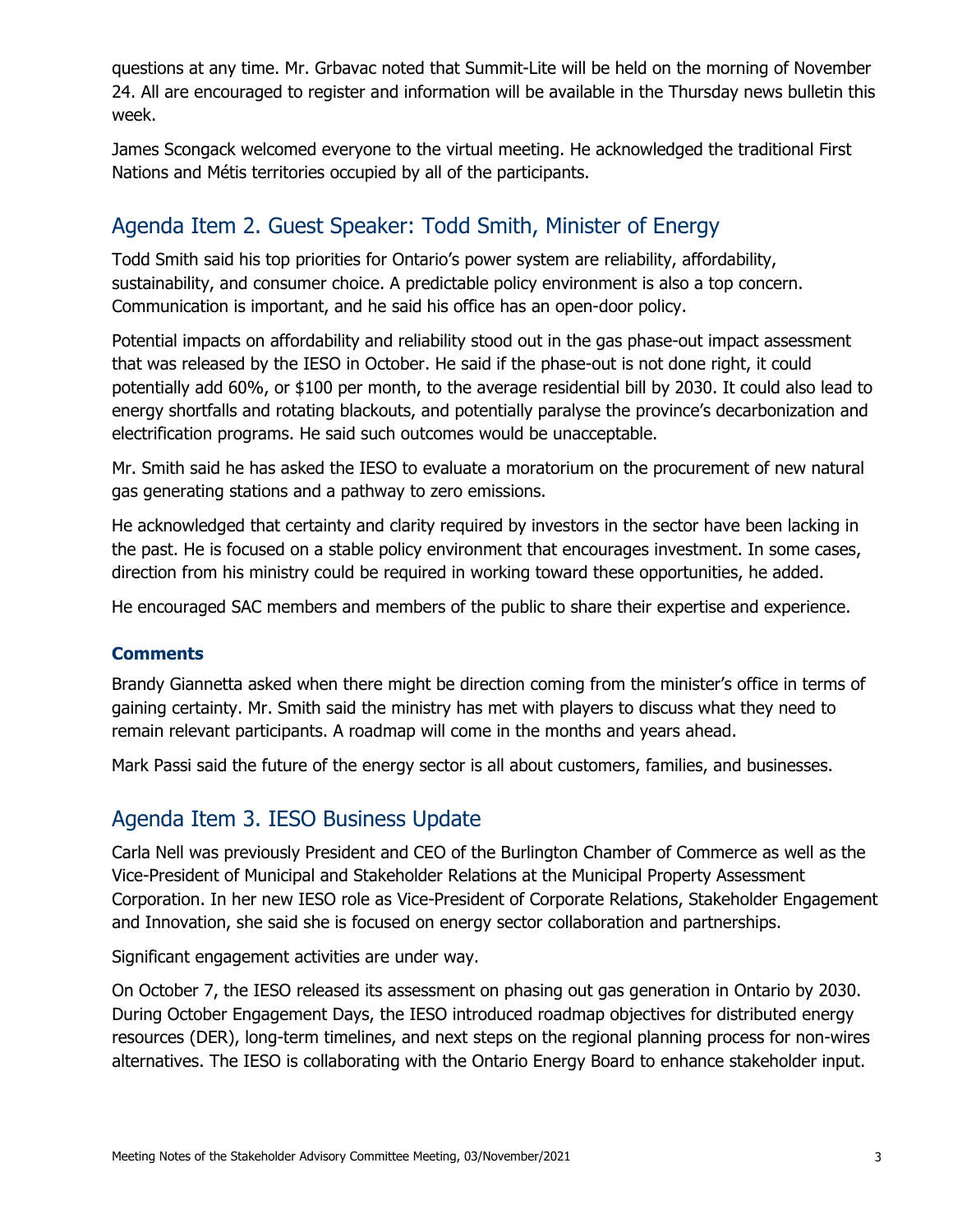questions at any time. Mr. Grbavac noted that Summit-Lite will be held on the morning of November 24. All are encouraged to register and information will be available in the Thursday news bulletin this week.

James Scongack welcomed everyone to the virtual meeting. He acknowledged the traditional First Nations and Métis territories occupied by all of the participants.

## Agenda Item 2. Guest Speaker: Todd Smith, Minister of Energy

Todd Smith said his top priorities for Ontario's power system are reliability, affordability, sustainability, and consumer choice. A predictable policy environment is also a top concern. Communication is important, and he said his office has an open-door policy.

Potential impacts on affordability and reliability stood out in the gas phase-out impact assessment that was released by the IESO in October. He said if the phase-out is not done right, it could potentially add 60%, or $100 per month, to the average residential bill by 2030. It could also lead to energy shortfalls and rotating blackouts, and potentially paralyse the province's decarbonization and electrification programs. He said such outcomes would be unacceptable.

Mr. Smith said he has asked the IESO to evaluate a moratorium on the procurement of new natural gas generating stations and a pathway to zero emissions.

He acknowledged that certainty and clarity required by investors in the sector have been lacking in the past. He is focused on a stable policy environment that encourages investment. In some cases, direction from his ministry could be required in working toward these opportunities, he added.

He encouraged SAC members and members of the public to share their expertise and experience.

### Comments

Brandy Giannetta asked when there might be direction coming from the minister's office in terms of gaining certainty. Mr. Smith said the ministry has met with players to discuss what they need to remain relevant participants. A roadmap will come in the months and years ahead.

Mark Passi said the future of the energy sector is all about customers, families, and businesses.

## Agenda Item 3. IESO Business Update

Carla Nell was previously President and CEO of the Burlington Chamber of Commerce as well as the Vice-President of Municipal and Stakeholder Relations at the Municipal Property Assessment Corporation. In her new IESO role as Vice-President of Corporate Relations, Stakeholder Engagement and Innovation, she said she is focused on energy sector collaboration and partnerships.

Significant engagement activities are under way.

On October 7, the IESO released its assessment on phasing out gas generation in Ontario by 2030. During October Engagement Days, the IESO introduced roadmap objectives for distributed energy resources (DER), long-term timelines, and next steps on the regional planning process for non-wires alternatives. The IESO is collaborating with the Ontario Energy Board to enhance stakeholder input.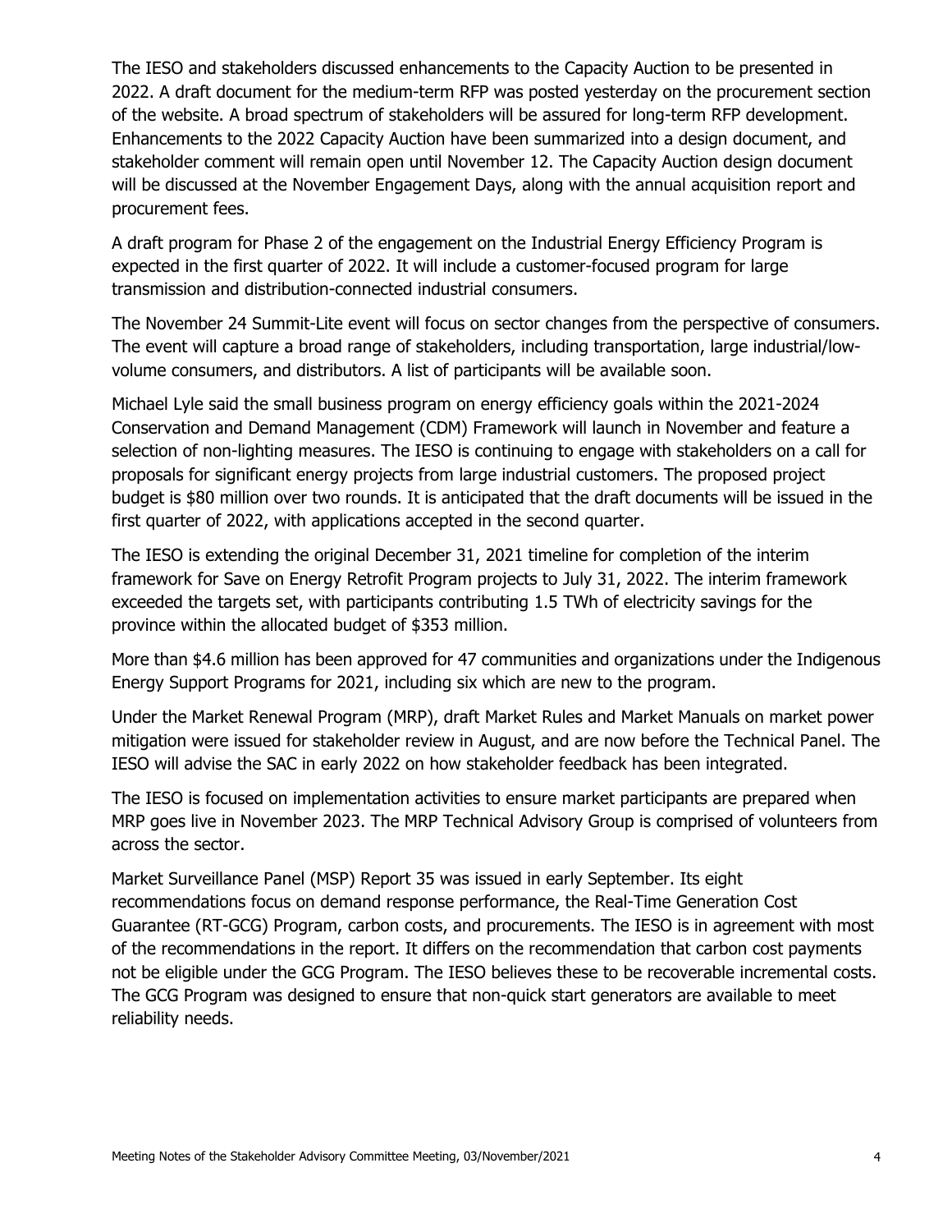The IESO and stakeholders discussed enhancements to the Capacity Auction to be presented in 2022. A draft document for the medium-term RFP was posted yesterday on the procurement section of the website. A broad spectrum of stakeholders will be assured for long-term RFP development. Enhancements to the 2022 Capacity Auction have been summarized into a design document, and stakeholder comment will remain open until November 12. The Capacity Auction design document will be discussed at the November Engagement Days, along with the annual acquisition report and procurement fees.

A draft program for Phase 2 of the engagement on the Industrial Energy Efficiency Program is expected in the first quarter of 2022. It will include a customer-focused program for large transmission and distribution-connected industrial consumers.

The November 24 Summit-Lite event will focus on sector changes from the perspective of consumers. The event will capture a broad range of stakeholders, including transportation, large industrial/low-volume consumers, and distributors. A list of participants will be available soon.

Michael Lyle said the small business program on energy efficiency goals within the 2021-2024 Conservation and Demand Management (CDM) Framework will launch in November and feature a selection of non-lighting measures. The IESO is continuing to engage with stakeholders on a call for proposals for significant energy projects from large industrial customers. The proposed project budget is $80 million over two rounds. It is anticipated that the draft documents will be issued in the first quarter of 2022, with applications accepted in the second quarter.

The IESO is extending the original December 31, 2021 timeline for completion of the interim framework for Save on Energy Retrofit Program projects to July 31, 2022. The interim framework exceeded the targets set, with participants contributing 1.5 TWh of electricity savings for the province within the allocated budget of $353 million.

More than $4.6 million has been approved for 47 communities and organizations under the Indigenous Energy Support Programs for 2021, including six which are new to the program.

Under the Market Renewal Program (MRP), draft Market Rules and Market Manuals on market power mitigation were issued for stakeholder review in August, and are now before the Technical Panel. The IESO will advise the SAC in early 2022 on how stakeholder feedback has been integrated.

The IESO is focused on implementation activities to ensure market participants are prepared when MRP goes live in November 2023. The MRP Technical Advisory Group is comprised of volunteers from across the sector.

Market Surveillance Panel (MSP) Report 35 was issued in early September. Its eight recommendations focus on demand response performance, the Real-Time Generation Cost Guarantee (RT-GCG) Program, carbon costs, and procurements. The IESO is in agreement with most of the recommendations in the report. It differs on the recommendation that carbon cost payments not be eligible under the GCG Program. The IESO believes these to be recoverable incremental costs. The GCG Program was designed to ensure that non-quick start generators are available to meet reliability needs.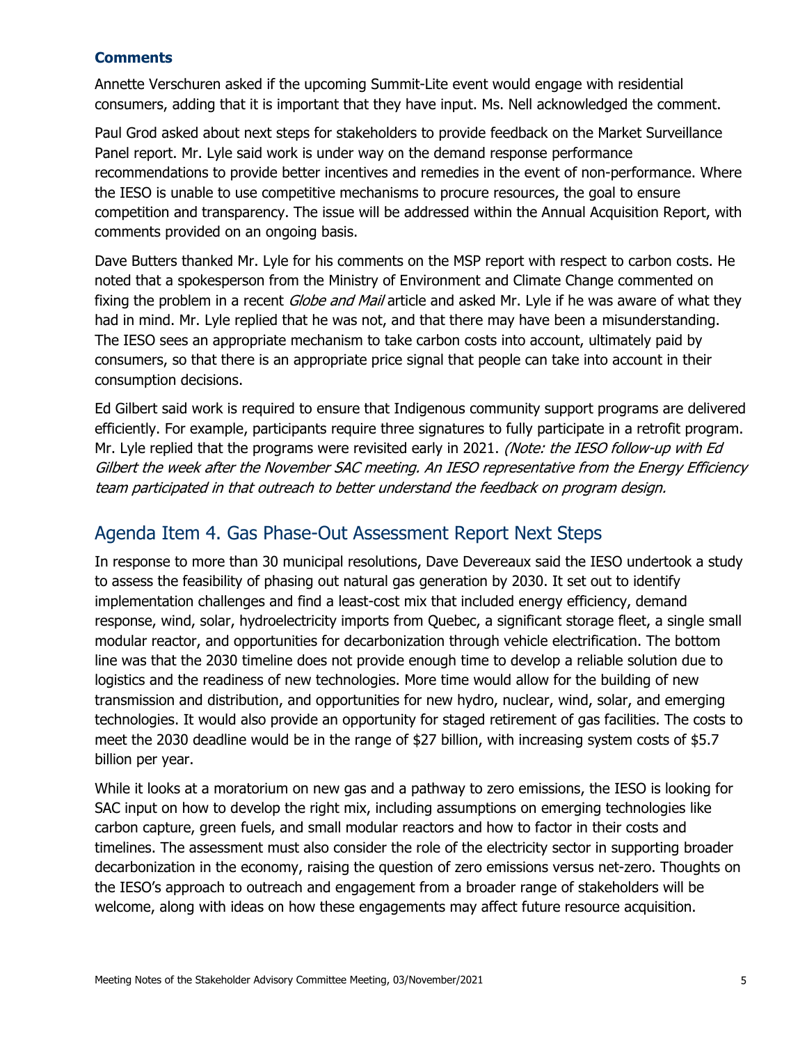### Comments

Annette Verschuren asked if the upcoming Summit-Lite event would engage with residential consumers, adding that it is important that they have input. Ms. Nell acknowledged the comment.

Paul Grod asked about next steps for stakeholders to provide feedback on the Market Surveillance Panel report. Mr. Lyle said work is under way on the demand response performance recommendations to provide better incentives and remedies in the event of non-performance. Where the IESO is unable to use competitive mechanisms to procure resources, the goal to ensure competition and transparency. The issue will be addressed within the Annual Acquisition Report, with comments provided on an ongoing basis.

Dave Butters thanked Mr. Lyle for his comments on the MSP report with respect to carbon costs. He noted that a spokesperson from the Ministry of Environment and Climate Change commented on fixing the problem in a recent *Globe and Mail* article and asked Mr. Lyle if he was aware of what they had in mind. Mr. Lyle replied that he was not, and that there may have been a misunderstanding. The IESO sees an appropriate mechanism to take carbon costs into account, ultimately paid by consumers, so that there is an appropriate price signal that people can take into account in their consumption decisions.

Ed Gilbert said work is required to ensure that Indigenous community support programs are delivered efficiently. For example, participants require three signatures to fully participate in a retrofit program. Mr. Lyle replied that the programs were revisited early in 2021. *(Note: the IESO follow-up with Ed Gilbert the week after the November SAC meeting. An IESO representative from the Energy Efficiency team participated in that outreach to better understand the feedback on program design.*

## Agenda Item 4. Gas Phase-Out Assessment Report Next Steps

In response to more than 30 municipal resolutions, Dave Devereaux said the IESO undertook a study to assess the feasibility of phasing out natural gas generation by 2030. It set out to identify implementation challenges and find a least-cost mix that included energy efficiency, demand response, wind, solar, hydroelectricity imports from Quebec, a significant storage fleet, a single small modular reactor, and opportunities for decarbonization through vehicle electrification. The bottom line was that the 2030 timeline does not provide enough time to develop a reliable solution due to logistics and the readiness of new technologies. More time would allow for the building of new transmission and distribution, and opportunities for new hydro, nuclear, wind, solar, and emerging technologies. It would also provide an opportunity for staged retirement of gas facilities. The costs to meet the 2030 deadline would be in the range of $27 billion, with increasing system costs of $5.7 billion per year.

While it looks at a moratorium on new gas and a pathway to zero emissions, the IESO is looking for SAC input on how to develop the right mix, including assumptions on emerging technologies like carbon capture, green fuels, and small modular reactors and how to factor in their costs and timelines. The assessment must also consider the role of the electricity sector in supporting broader decarbonization in the economy, raising the question of zero emissions versus net-zero. Thoughts on the IESO's approach to outreach and engagement from a broader range of stakeholders will be welcome, along with ideas on how these engagements may affect future resource acquisition.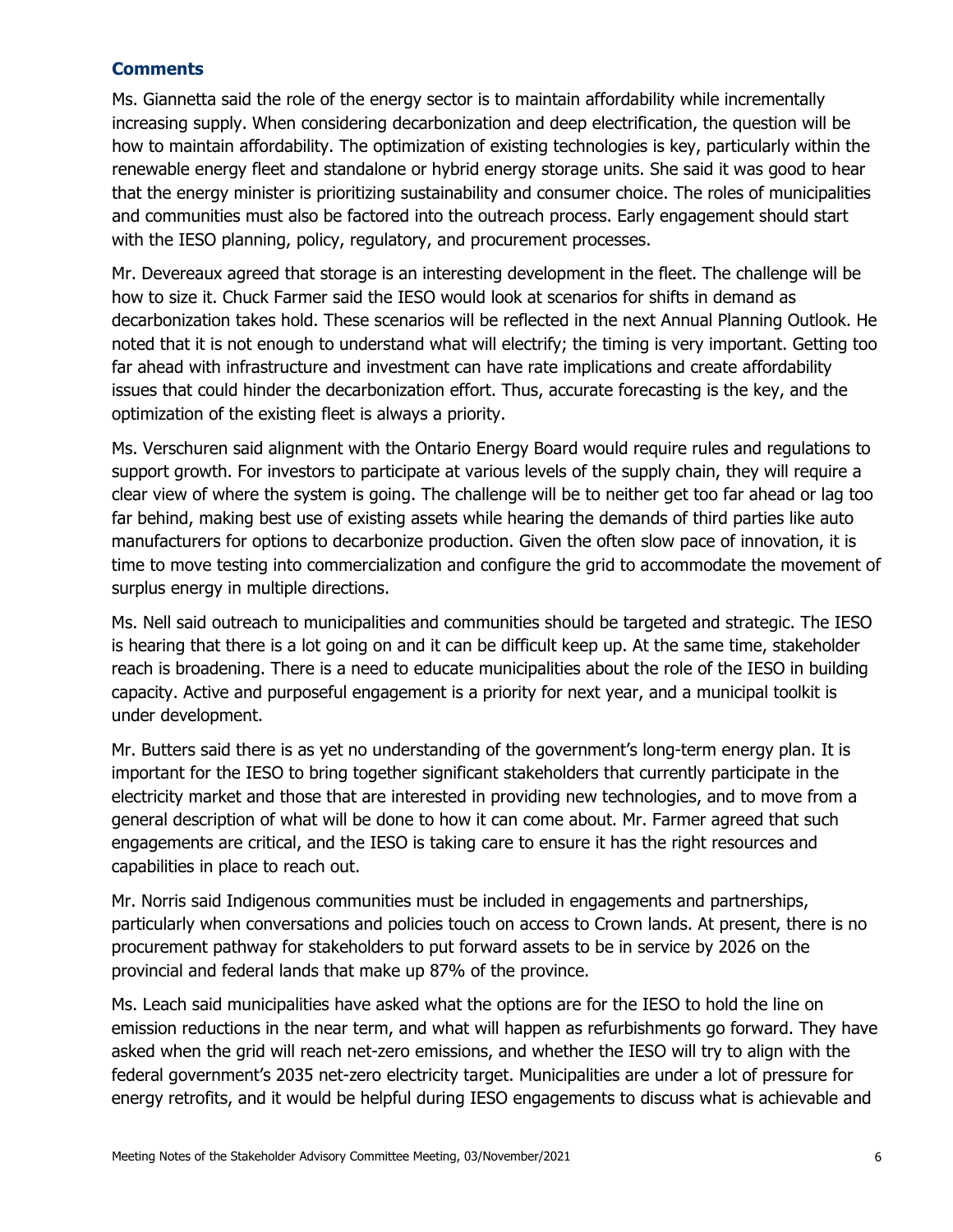### Comments

Ms. Giannetta said the role of the energy sector is to maintain affordability while incrementally increasing supply. When considering decarbonization and deep electrification, the question will be how to maintain affordability. The optimization of existing technologies is key, particularly within the renewable energy fleet and standalone or hybrid energy storage units. She said it was good to hear that the energy minister is prioritizing sustainability and consumer choice. The roles of municipalities and communities must also be factored into the outreach process. Early engagement should start with the IESO planning, policy, regulatory, and procurement processes.

Mr. Devereaux agreed that storage is an interesting development in the fleet. The challenge will be how to size it. Chuck Farmer said the IESO would look at scenarios for shifts in demand as decarbonization takes hold. These scenarios will be reflected in the next Annual Planning Outlook. He noted that it is not enough to understand what will electrify; the timing is very important. Getting too far ahead with infrastructure and investment can have rate implications and create affordability issues that could hinder the decarbonization effort. Thus, accurate forecasting is the key, and the optimization of the existing fleet is always a priority.

Ms. Verschuren said alignment with the Ontario Energy Board would require rules and regulations to support growth. For investors to participate at various levels of the supply chain, they will require a clear view of where the system is going. The challenge will be to neither get too far ahead or lag too far behind, making best use of existing assets while hearing the demands of third parties like auto manufacturers for options to decarbonize production. Given the often slow pace of innovation, it is time to move testing into commercialization and configure the grid to accommodate the movement of surplus energy in multiple directions.

Ms. Nell said outreach to municipalities and communities should be targeted and strategic. The IESO is hearing that there is a lot going on and it can be difficult keep up. At the same time, stakeholder reach is broadening. There is a need to educate municipalities about the role of the IESO in building capacity. Active and purposeful engagement is a priority for next year, and a municipal toolkit is under development.

Mr. Butters said there is as yet no understanding of the government's long-term energy plan. It is important for the IESO to bring together significant stakeholders that currently participate in the electricity market and those that are interested in providing new technologies, and to move from a general description of what will be done to how it can come about. Mr. Farmer agreed that such engagements are critical, and the IESO is taking care to ensure it has the right resources and capabilities in place to reach out.

Mr. Norris said Indigenous communities must be included in engagements and partnerships, particularly when conversations and policies touch on access to Crown lands. At present, there is no procurement pathway for stakeholders to put forward assets to be in service by 2026 on the provincial and federal lands that make up 87% of the province.

Ms. Leach said municipalities have asked what the options are for the IESO to hold the line on emission reductions in the near term, and what will happen as refurbishments go forward. They have asked when the grid will reach net-zero emissions, and whether the IESO will try to align with the federal government's 2035 net-zero electricity target. Municipalities are under a lot of pressure for energy retrofits, and it would be helpful during IESO engagements to discuss what is achievable and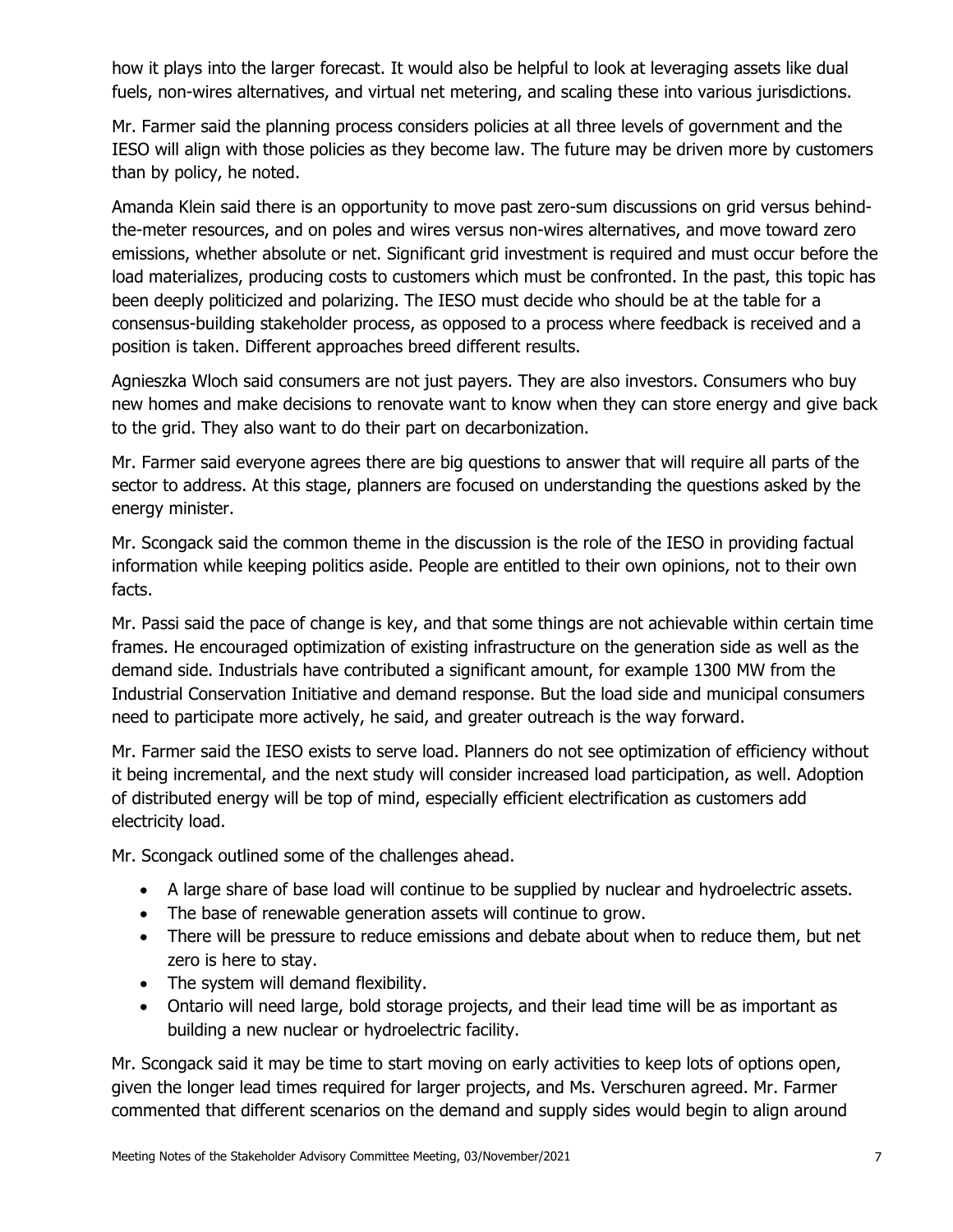how it plays into the larger forecast. It would also be helpful to look at leveraging assets like dual fuels, non-wires alternatives, and virtual net metering, and scaling these into various jurisdictions.

Mr. Farmer said the planning process considers policies at all three levels of government and the IESO will align with those policies as they become law. The future may be driven more by customers than by policy, he noted.

Amanda Klein said there is an opportunity to move past zero-sum discussions on grid versus behind-the-meter resources, and on poles and wires versus non-wires alternatives, and move toward zero emissions, whether absolute or net. Significant grid investment is required and must occur before the load materializes, producing costs to customers which must be confronted. In the past, this topic has been deeply politicized and polarizing. The IESO must decide who should be at the table for a consensus-building stakeholder process, as opposed to a process where feedback is received and a position is taken. Different approaches breed different results.

Agnieszka Wloch said consumers are not just payers. They are also investors. Consumers who buy new homes and make decisions to renovate want to know when they can store energy and give back to the grid. They also want to do their part on decarbonization.

Mr. Farmer said everyone agrees there are big questions to answer that will require all parts of the sector to address. At this stage, planners are focused on understanding the questions asked by the energy minister.

Mr. Scongack said the common theme in the discussion is the role of the IESO in providing factual information while keeping politics aside. People are entitled to their own opinions, not to their own facts.

Mr. Passi said the pace of change is key, and that some things are not achievable within certain time frames. He encouraged optimization of existing infrastructure on the generation side as well as the demand side. Industrials have contributed a significant amount, for example 1300 MW from the Industrial Conservation Initiative and demand response. But the load side and municipal consumers need to participate more actively, he said, and greater outreach is the way forward.

Mr. Farmer said the IESO exists to serve load. Planners do not see optimization of efficiency without it being incremental, and the next study will consider increased load participation, as well. Adoption of distributed energy will be top of mind, especially efficient electrification as customers add electricity load.

Mr. Scongack outlined some of the challenges ahead.

- A large share of base load will continue to be supplied by nuclear and hydroelectric assets.
- The base of renewable generation assets will continue to grow.
- There will be pressure to reduce emissions and debate about when to reduce them, but net zero is here to stay.
- The system will demand flexibility.
- Ontario will need large, bold storage projects, and their lead time will be as important as building a new nuclear or hydroelectric facility.

Mr. Scongack said it may be time to start moving on early activities to keep lots of options open, given the longer lead times required for larger projects, and Ms. Verschuren agreed. Mr. Farmer commented that different scenarios on the demand and supply sides would begin to align around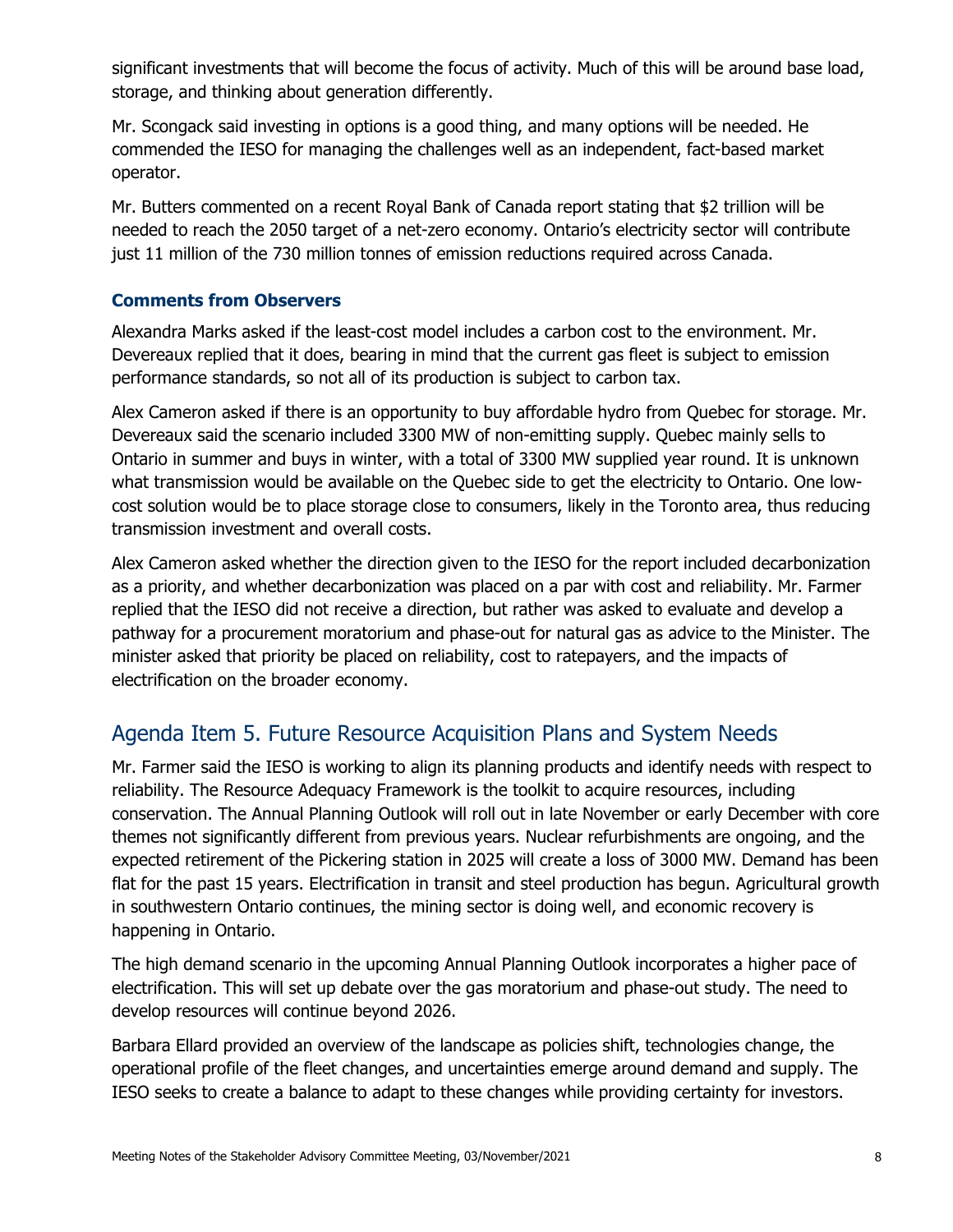significant investments that will become the focus of activity. Much of this will be around base load, storage, and thinking about generation differently.

Mr. Scongack said investing in options is a good thing, and many options will be needed. He commended the IESO for managing the challenges well as an independent, fact-based market operator.

Mr. Butters commented on a recent Royal Bank of Canada report stating that $2 trillion will be needed to reach the 2050 target of a net-zero economy. Ontario's electricity sector will contribute just 11 million of the 730 million tonnes of emission reductions required across Canada.

### Comments from Observers

Alexandra Marks asked if the least-cost model includes a carbon cost to the environment. Mr. Devereaux replied that it does, bearing in mind that the current gas fleet is subject to emission performance standards, so not all of its production is subject to carbon tax.

Alex Cameron asked if there is an opportunity to buy affordable hydro from Quebec for storage. Mr. Devereaux said the scenario included 3300 MW of non-emitting supply. Quebec mainly sells to Ontario in summer and buys in winter, with a total of 3300 MW supplied year round. It is unknown what transmission would be available on the Quebec side to get the electricity to Ontario. One low-cost solution would be to place storage close to consumers, likely in the Toronto area, thus reducing transmission investment and overall costs.

Alex Cameron asked whether the direction given to the IESO for the report included decarbonization as a priority, and whether decarbonization was placed on a par with cost and reliability. Mr. Farmer replied that the IESO did not receive a direction, but rather was asked to evaluate and develop a pathway for a procurement moratorium and phase-out for natural gas as advice to the Minister. The minister asked that priority be placed on reliability, cost to ratepayers, and the impacts of electrification on the broader economy.

## Agenda Item 5. Future Resource Acquisition Plans and System Needs

Mr. Farmer said the IESO is working to align its planning products and identify needs with respect to reliability. The Resource Adequacy Framework is the toolkit to acquire resources, including conservation. The Annual Planning Outlook will roll out in late November or early December with core themes not significantly different from previous years. Nuclear refurbishments are ongoing, and the expected retirement of the Pickering station in 2025 will create a loss of 3000 MW. Demand has been flat for the past 15 years. Electrification in transit and steel production has begun. Agricultural growth in southwestern Ontario continues, the mining sector is doing well, and economic recovery is happening in Ontario.

The high demand scenario in the upcoming Annual Planning Outlook incorporates a higher pace of electrification. This will set up debate over the gas moratorium and phase-out study. The need to develop resources will continue beyond 2026.

Barbara Ellard provided an overview of the landscape as policies shift, technologies change, the operational profile of the fleet changes, and uncertainties emerge around demand and supply. The IESO seeks to create a balance to adapt to these changes while providing certainty for investors.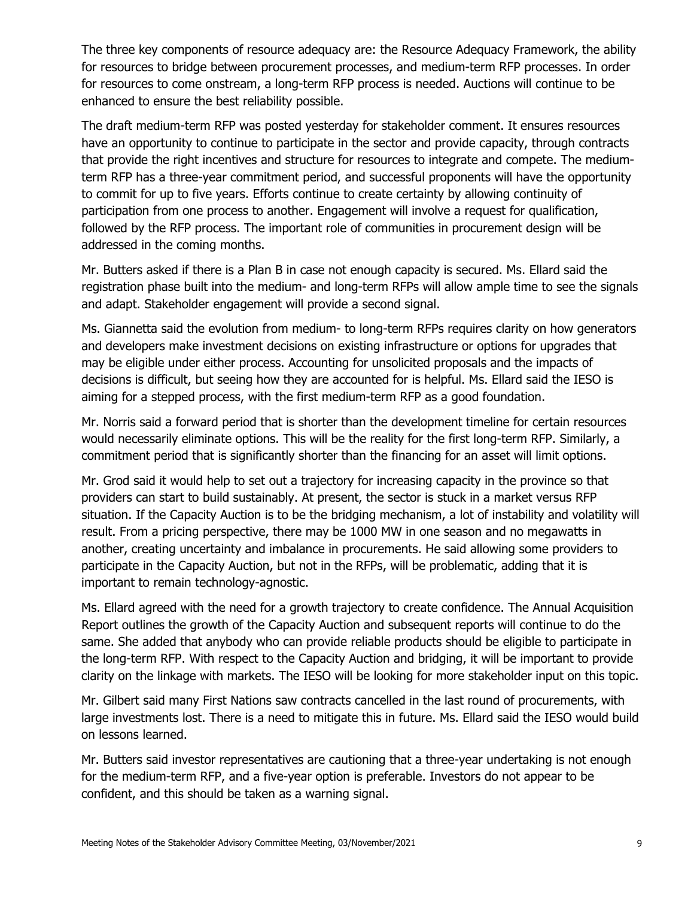The three key components of resource adequacy are: the Resource Adequacy Framework, the ability for resources to bridge between procurement processes, and medium-term RFP processes. In order for resources to come onstream, a long-term RFP process is needed. Auctions will continue to be enhanced to ensure the best reliability possible.

The draft medium-term RFP was posted yesterday for stakeholder comment. It ensures resources have an opportunity to continue to participate in the sector and provide capacity, through contracts that provide the right incentives and structure for resources to integrate and compete. The medium-term RFP has a three-year commitment period, and successful proponents will have the opportunity to commit for up to five years. Efforts continue to create certainty by allowing continuity of participation from one process to another. Engagement will involve a request for qualification, followed by the RFP process. The important role of communities in procurement design will be addressed in the coming months.

Mr. Butters asked if there is a Plan B in case not enough capacity is secured. Ms. Ellard said the registration phase built into the medium- and long-term RFPs will allow ample time to see the signals and adapt. Stakeholder engagement will provide a second signal.

Ms. Giannetta said the evolution from medium- to long-term RFPs requires clarity on how generators and developers make investment decisions on existing infrastructure or options for upgrades that may be eligible under either process. Accounting for unsolicited proposals and the impacts of decisions is difficult, but seeing how they are accounted for is helpful. Ms. Ellard said the IESO is aiming for a stepped process, with the first medium-term RFP as a good foundation.

Mr. Norris said a forward period that is shorter than the development timeline for certain resources would necessarily eliminate options. This will be the reality for the first long-term RFP. Similarly, a commitment period that is significantly shorter than the financing for an asset will limit options.

Mr. Grod said it would help to set out a trajectory for increasing capacity in the province so that providers can start to build sustainably. At present, the sector is stuck in a market versus RFP situation. If the Capacity Auction is to be the bridging mechanism, a lot of instability and volatility will result. From a pricing perspective, there may be 1000 MW in one season and no megawatts in another, creating uncertainty and imbalance in procurements. He said allowing some providers to participate in the Capacity Auction, but not in the RFPs, will be problematic, adding that it is important to remain technology-agnostic.

Ms. Ellard agreed with the need for a growth trajectory to create confidence. The Annual Acquisition Report outlines the growth of the Capacity Auction and subsequent reports will continue to do the same. She added that anybody who can provide reliable products should be eligible to participate in the long-term RFP. With respect to the Capacity Auction and bridging, it will be important to provide clarity on the linkage with markets. The IESO will be looking for more stakeholder input on this topic.

Mr. Gilbert said many First Nations saw contracts cancelled in the last round of procurements, with large investments lost. There is a need to mitigate this in future. Ms. Ellard said the IESO would build on lessons learned.

Mr. Butters said investor representatives are cautioning that a three-year undertaking is not enough for the medium-term RFP, and a five-year option is preferable. Investors do not appear to be confident, and this should be taken as a warning signal.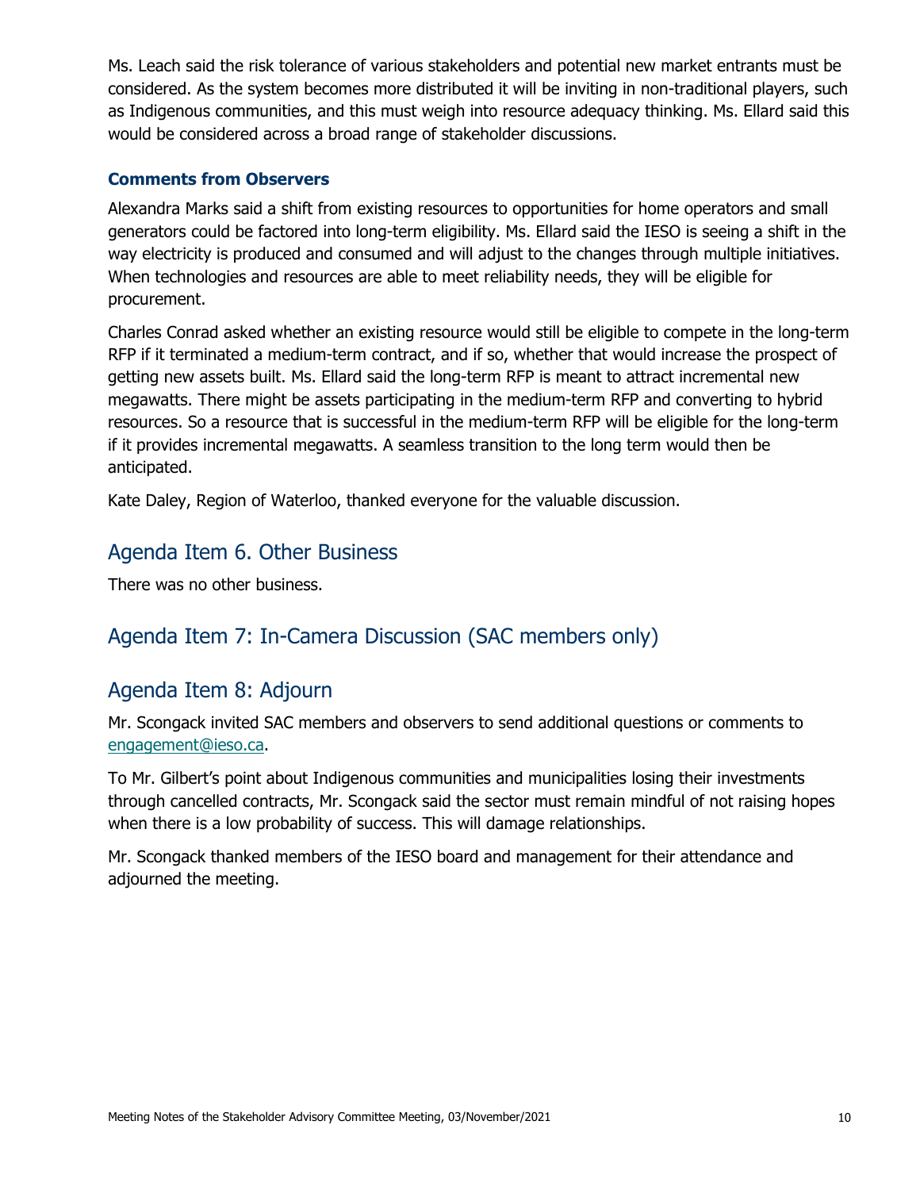Ms. Leach said the risk tolerance of various stakeholders and potential new market entrants must be considered. As the system becomes more distributed it will be inviting in non-traditional players, such as Indigenous communities, and this must weigh into resource adequacy thinking. Ms. Ellard said this would be considered across a broad range of stakeholder discussions.

### Comments from Observers

Alexandra Marks said a shift from existing resources to opportunities for home operators and small generators could be factored into long-term eligibility. Ms. Ellard said the IESO is seeing a shift in the way electricity is produced and consumed and will adjust to the changes through multiple initiatives. When technologies and resources are able to meet reliability needs, they will be eligible for procurement.

Charles Conrad asked whether an existing resource would still be eligible to compete in the long-term RFP if it terminated a medium-term contract, and if so, whether that would increase the prospect of getting new assets built. Ms. Ellard said the long-term RFP is meant to attract incremental new megawatts. There might be assets participating in the medium-term RFP and converting to hybrid resources. So a resource that is successful in the medium-term RFP will be eligible for the long-term if it provides incremental megawatts. A seamless transition to the long term would then be anticipated.

Kate Daley, Region of Waterloo, thanked everyone for the valuable discussion.

## Agenda Item 6. Other Business

There was no other business.

## Agenda Item 7: In-Camera Discussion (SAC members only)

## Agenda Item 8: Adjourn

Mr. Scongack invited SAC members and observers to send additional questions or comments to engagement@ieso.ca.

To Mr. Gilbert's point about Indigenous communities and municipalities losing their investments through cancelled contracts, Mr. Scongack said the sector must remain mindful of not raising hopes when there is a low probability of success. This will damage relationships.

Mr. Scongack thanked members of the IESO board and management for their attendance and adjourned the meeting.